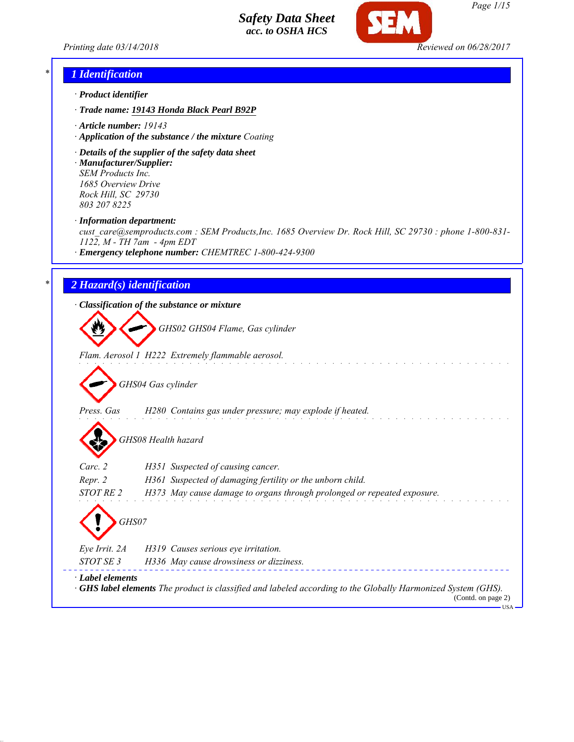# Safety Data Sheet
## acc. to OSHA HCS

Printing date 03/14/2018 | Reviewed on 06/28/2017

## * 1 Identification

· **Product identifier**

· **Trade name:** **19143 Honda Black Pearl B92P**

· **Article number:** 19143

· **Application of the substance / the mixture** Coating

· **Details of the supplier of the safety data sheet**

· **Manufacturer/Supplier:**
SEM Products Inc.
1685 Overview Drive
Rock Hill, SC 29730
803 207 8225

· **Information department:**
cust_care@semproducts.com : SEM Products,Inc. 1685 Overview Dr. Rock Hill, SC 29730 : phone 1-800-831-1122, M - TH 7am - 4pm EDT

· **Emergency telephone number:** CHEMTREC 1-800-424-9300

## * 2 Hazard(s) identification

· **Classification of the substance or mixture**

GHS02 GHS04 Flame, Gas cylinder

Flam. Aerosol 1 H222 Extremely flammable aerosol.

GHS04 Gas cylinder

Press. Gas H280 Contains gas under pressure; may explode if heated.

GHS08 Health hazard

Carc. 2 H351 Suspected of causing cancer.

Repr. 2 H361 Suspected of damaging fertility or the unborn child.

STOT RE 2 H373 May cause damage to organs through prolonged or repeated exposure.

GHS07

Eye Irrit. 2A H319 Causes serious eye irritation.

STOT SE 3 H336 May cause drowsiness or dizziness.

· **Label elements**

· **GHS label elements** The product is classified and labeled according to the Globally Harmonized System (GHS).

(Contd. on page 2)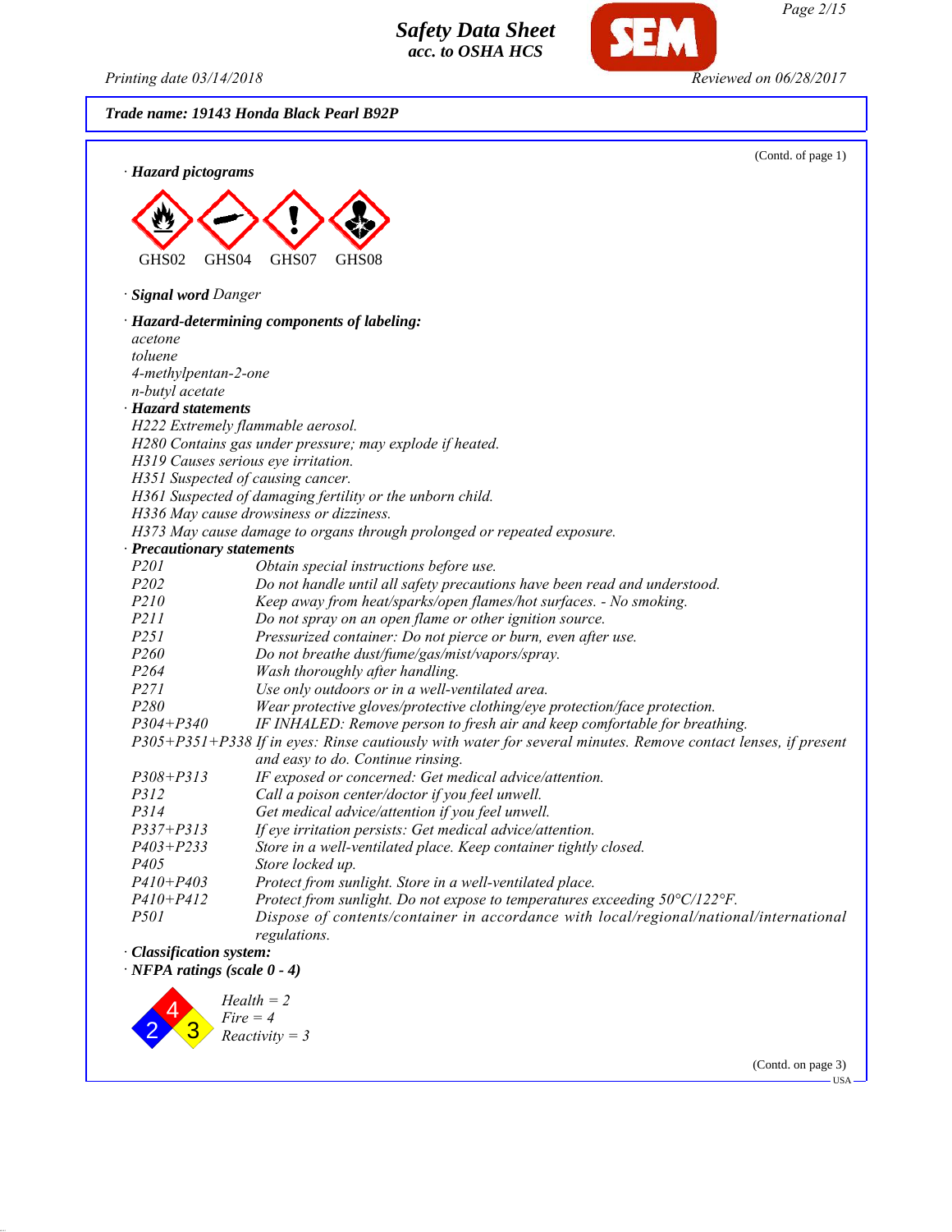**Trade name: 19143 Honda Black Pearl B92P**

(Contd. of page 1)

· **Hazard pictograms**

GHS02 GHS04 GHS07 GHS08

· **Signal word** *Danger*

· **Hazard-determining components of labeling:**

*acetone*
*toluene*
*4-methylpentan-2-one*
*n-butyl acetate*

· **Hazard statements**

*H222 Extremely flammable aerosol.*
*H280 Contains gas under pressure; may explode if heated.*
*H319 Causes serious eye irritation.*
*H351 Suspected of causing cancer.*
*H361 Suspected of damaging fertility or the unborn child.*
*H336 May cause drowsiness or dizziness.*
*H373 May cause damage to organs through prolonged or repeated exposure.*

· **Precautionary statements**

| | |
|---|---|
| P201 | Obtain special instructions before use. |
| P202 | Do not handle until all safety precautions have been read and understood. |
| P210 | Keep away from heat/sparks/open flames/hot surfaces. - No smoking. |
| P211 | Do not spray on an open flame or other ignition source. |
| P251 | Pressurized container: Do not pierce or burn, even after use. |
| P260 | Do not breathe dust/fume/gas/mist/vapors/spray. |
| P264 | Wash thoroughly after handling. |
| P271 | Use only outdoors or in a well-ventilated area. |
| P280 | Wear protective gloves/protective clothing/eye protection/face protection. |
| P304+P340 | IF INHALED: Remove person to fresh air and keep comfortable for breathing. |
| P305+P351+P338 | If in eyes: Rinse cautiously with water for several minutes. Remove contact lenses, if present and easy to do. Continue rinsing. |
| P308+P313 | IF exposed or concerned: Get medical advice/attention. |
| P312 | Call a poison center/doctor if you feel unwell. |
| P314 | Get medical advice/attention if you feel unwell. |
| P337+P313 | If eye irritation persists: Get medical advice/attention. |
| P403+P233 | Store in a well-ventilated place. Keep container tightly closed. |
| P405 | Store locked up. |
| P410+P403 | Protect from sunlight. Store in a well-ventilated place. |
| P410+P412 | Protect from sunlight. Do not expose to temperatures exceeding 50°C/122°F. |
| P501 | Dispose of contents/container in accordance with local/regional/national/international regulations. |

· **Classification system:**

· **NFPA ratings (scale 0 - 4)**

*Health = 2*
*Fire = 4*
*Reactivity = 3*

(Contd. on page 3)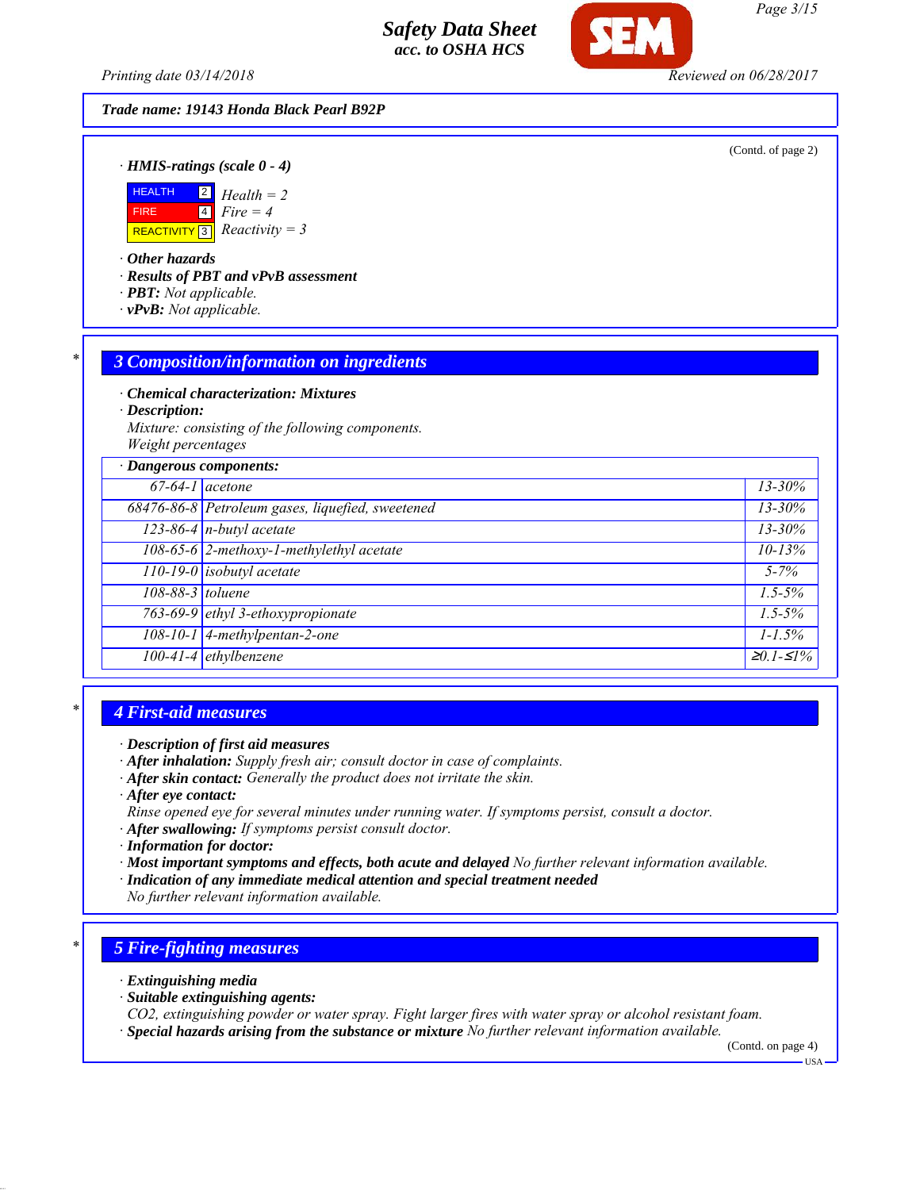Trade name: 19143 Honda Black Pearl B92P

(Contd. of page 2)

· **HMIS-ratings (scale 0 - 4)**

| | | |
|---|---|---|
| HEALTH | 2 | Health = 2 |
| FIRE | 4 | Fire = 4 |
| REACTIVITY | 3 | Reactivity = 3 |

· **Other hazards**
· **Results of PBT and vPvB assessment**
· **PBT:** Not applicable.
· **vPvB:** Not applicable.

## 3 Composition/information on ingredients

· **Chemical characterization: Mixtures**
· **Description:**
Mixture: consisting of the following components.
Weight percentages

| · Dangerous components: | | |
|---|---|---|
| 67-64-1 | acetone | 13-30% |
| 68476-86-8 | Petroleum gases, liquefied, sweetened | 13-30% |
| 123-86-4 | n-butyl acetate | 13-30% |
| 108-65-6 | 2-methoxy-1-methylethyl acetate | 10-13% |
| 110-19-0 | isobutyl acetate | 5-7% |
| 108-88-3 | toluene | 1.5-5% |
| 763-69-9 | ethyl 3-ethoxypropionate | 1.5-5% |
| 108-10-1 | 4-methylpentan-2-one | 1-1.5% |
| 100-41-4 | ethylbenzene | ≥0.1-≤1% |

## 4 First-aid measures

· **Description of first aid measures**
· **After inhalation:** Supply fresh air; consult doctor in case of complaints.
· **After skin contact:** Generally the product does not irritate the skin.
· **After eye contact:**
Rinse opened eye for several minutes under running water. If symptoms persist, consult a doctor.
· **After swallowing:** If symptoms persist consult doctor.
· **Information for doctor:**
· **Most important symptoms and effects, both acute and delayed** No further relevant information available.
· **Indication of any immediate medical attention and special treatment needed**
No further relevant information available.

## 5 Fire-fighting measures

· **Extinguishing media**
· **Suitable extinguishing agents:**
CO2, extinguishing powder or water spray. Fight larger fires with water spray or alcohol resistant foam.
· **Special hazards arising from the substance or mixture** No further relevant information available.

(Contd. on page 4)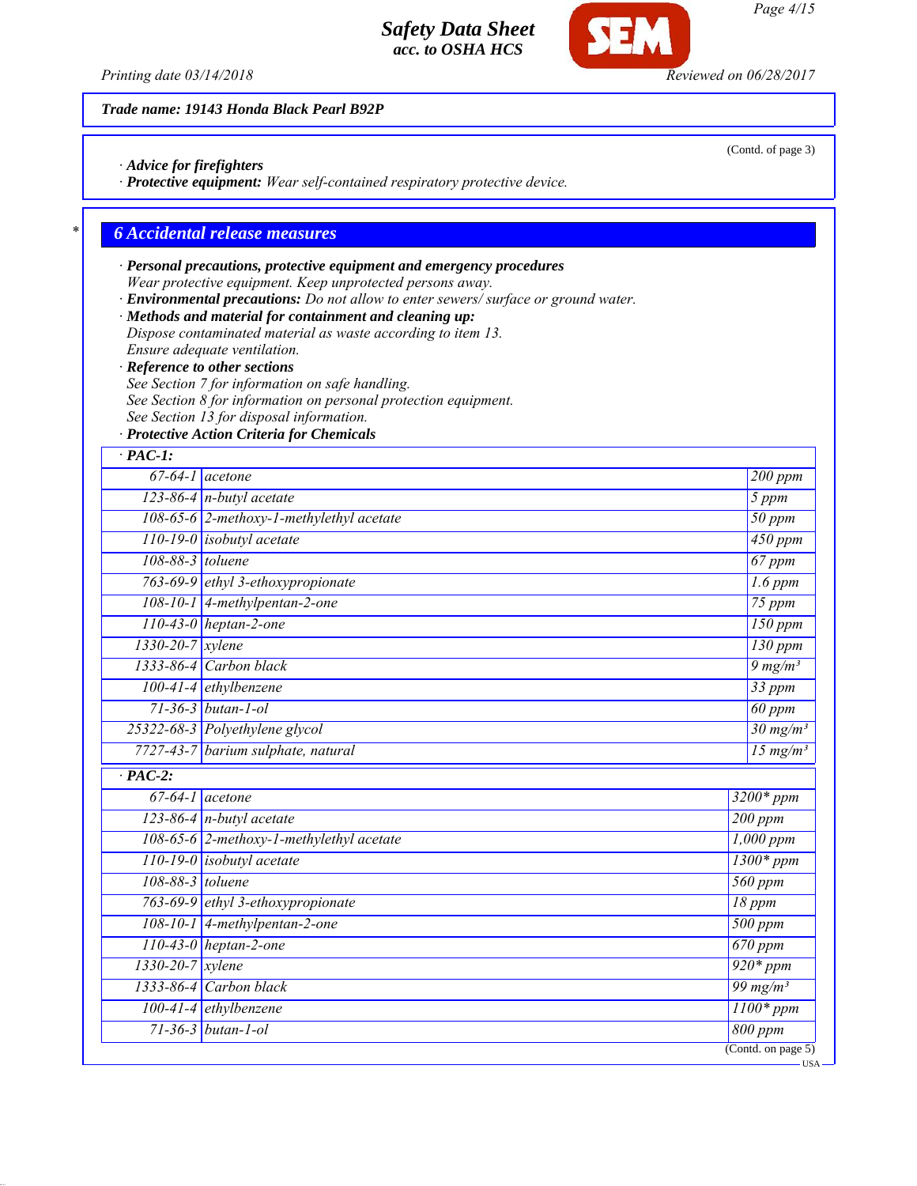**Trade name: 19143 Honda Black Pearl B92P**

(Contd. of page 3)

· **Advice for firefighters**
· **Protective equipment:** Wear self-contained respiratory protective device.

## * 6 Accidental release measures

· **Personal precautions, protective equipment and emergency procedures**
Wear protective equipment. Keep unprotected persons away.
· **Environmental precautions:** Do not allow to enter sewers/ surface or ground water.
· **Methods and material for containment and cleaning up:**
Dispose contaminated material as waste according to item 13.
Ensure adequate ventilation.
· **Reference to other sections**
See Section 7 for information on safe handling.
See Section 8 for information on personal protection equipment.
See Section 13 for disposal information.
· **Protective Action Criteria for Chemicals**

| · **PAC-1:** | | |
|---|---|---|
| 67-64-1 | acetone | 200 ppm |
| 123-86-4 | n-butyl acetate | 5 ppm |
| 108-65-6 | 2-methoxy-1-methylethyl acetate | 50 ppm |
| 110-19-0 | isobutyl acetate | 450 ppm |
| 108-88-3 | toluene | 67 ppm |
| 763-69-9 | ethyl 3-ethoxypropionate | 1.6 ppm |
| 108-10-1 | 4-methylpentan-2-one | 75 ppm |
| 110-43-0 | heptan-2-one | 150 ppm |
| 1330-20-7 | xylene | 130 ppm |
| 1333-86-4 | Carbon black | 9 mg/m³ |
| 100-41-4 | ethylbenzene | 33 ppm |
| 71-36-3 | butan-1-ol | 60 ppm |
| 25322-68-3 | Polyethylene glycol | 30 mg/m³ |
| 7727-43-7 | barium sulphate, natural | 15 mg/m³ |

| · **PAC-2:** | | |
|---|---|---|
| 67-64-1 | acetone | 3200* ppm |
| 123-86-4 | n-butyl acetate | 200 ppm |
| 108-65-6 | 2-methoxy-1-methylethyl acetate | 1,000 ppm |
| 110-19-0 | isobutyl acetate | 1300* ppm |
| 108-88-3 | toluene | 560 ppm |
| 763-69-9 | ethyl 3-ethoxypropionate | 18 ppm |
| 108-10-1 | 4-methylpentan-2-one | 500 ppm |
| 110-43-0 | heptan-2-one | 670 ppm |
| 1330-20-7 | xylene | 920* ppm |
| 1333-86-4 | Carbon black | 99 mg/m³ |
| 100-41-4 | ethylbenzene | 1100* ppm |
| 71-36-3 | butan-1-ol | 800 ppm |

(Contd. on page 5)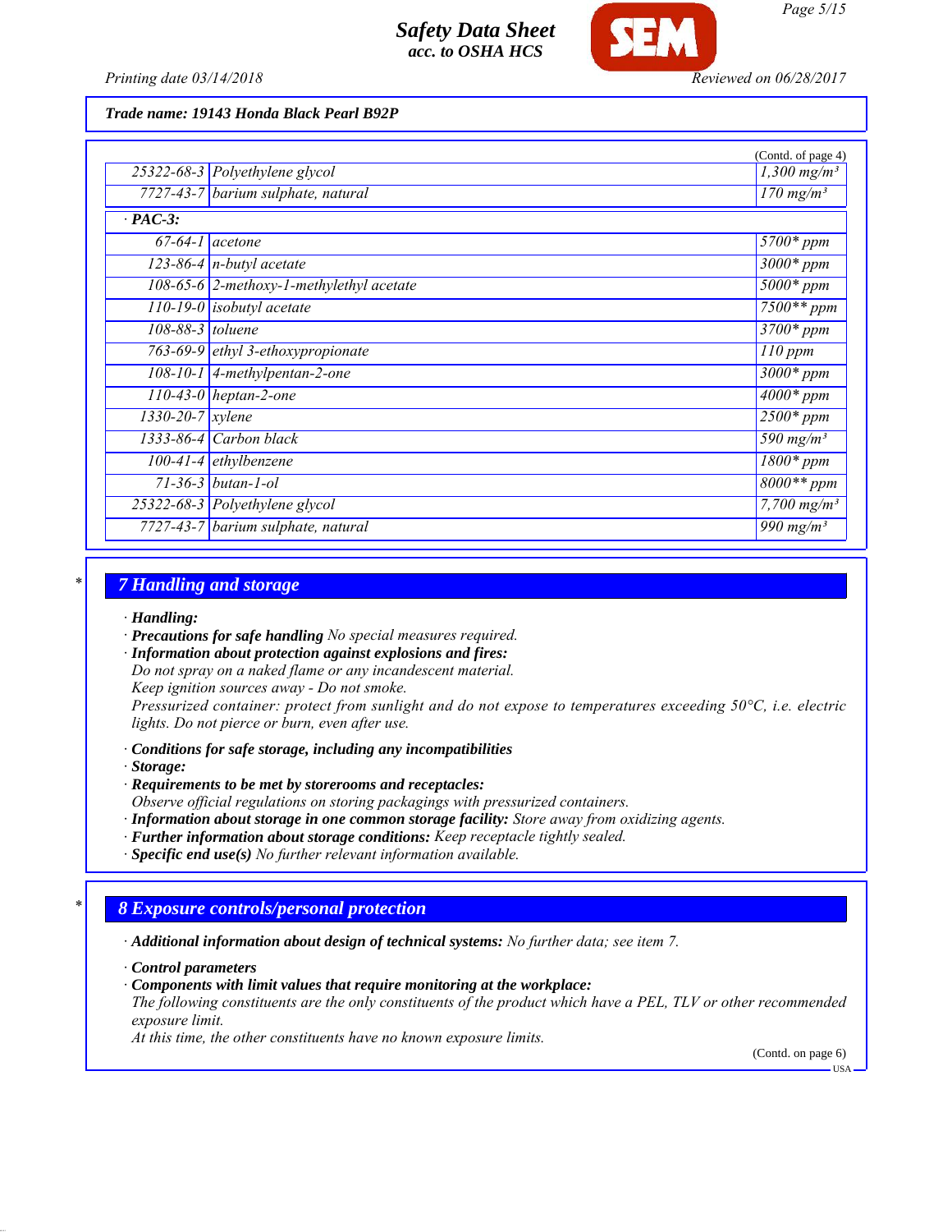**Trade name: 19143 Honda Black Pearl B92P**

(Contd. of page 4)

| | | |
|---|---|---|
| 25322-68-3 | Polyethylene glycol | 1,300 mg/m³ |
| 7727-43-7 | barium sulphate, natural | 170 mg/m³ |
| **· PAC-3:** | | |
| 67-64-1 | acetone | 5700* ppm |
| 123-86-4 | n-butyl acetate | 3000* ppm |
| 108-65-6 | 2-methoxy-1-methylethyl acetate | 5000* ppm |
| 110-19-0 | isobutyl acetate | 7500** ppm |
| 108-88-3 | toluene | 3700* ppm |
| 763-69-9 | ethyl 3-ethoxypropionate | 110 ppm |
| 108-10-1 | 4-methylpentan-2-one | 3000* ppm |
| 110-43-0 | heptan-2-one | 4000* ppm |
| 1330-20-7 | xylene | 2500* ppm |
| 1333-86-4 | Carbon black | 590 mg/m³ |
| 100-41-4 | ethylbenzene | 1800* ppm |
| 71-36-3 | butan-1-ol | 8000** ppm |
| 25322-68-3 | Polyethylene glycol | 7,700 mg/m³ |
| 7727-43-7 | barium sulphate, natural | 990 mg/m³ |

## 7 Handling and storage

- **Handling:**
- **Precautions for safe handling** No special measures required.
- **Information about protection against explosions and fires:**
  Do not spray on a naked flame or any incandescent material.
  Keep ignition sources away - Do not smoke.
  Pressurized container: protect from sunlight and do not expose to temperatures exceeding 50°C, i.e. electric lights. Do not pierce or burn, even after use.
- **Conditions for safe storage, including any incompatibilities**
- **Storage:**
- **Requirements to be met by storerooms and receptacles:**
  Observe official regulations on storing packagings with pressurized containers.
- **Information about storage in one common storage facility:** Store away from oxidizing agents.
- **Further information about storage conditions:** Keep receptacle tightly sealed.
- **Specific end use(s)** No further relevant information available.

## 8 Exposure controls/personal protection

- **Additional information about design of technical systems:** No further data; see item 7.
- **Control parameters**
- **Components with limit values that require monitoring at the workplace:**
  The following constituents are the only constituents of the product which have a PEL, TLV or other recommended exposure limit.
  At this time, the other constituents have no known exposure limits.

(Contd. on page 6)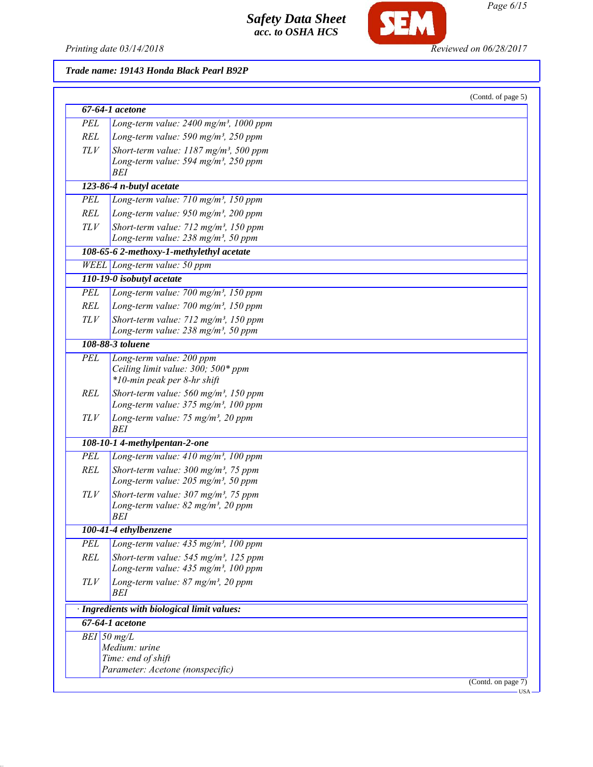**Trade name: 19143 Honda Black Pearl B92P**

(Contd. of page 5)

| **67-64-1 acetone** | |
|---|---|
| PEL | Long-term value: 2400 mg/m³, 1000 ppm |
| REL | Long-term value: 590 mg/m³, 250 ppm |
| TLV | Short-term value: 1187 mg/m³, 500 ppm<br>Long-term value: 594 mg/m³, 250 ppm<br>BEI |
| **123-86-4 n-butyl acetate** | |
| PEL | Long-term value: 710 mg/m³, 150 ppm |
| REL | Long-term value: 950 mg/m³, 200 ppm |
| TLV | Short-term value: 712 mg/m³, 150 ppm<br>Long-term value: 238 mg/m³, 50 ppm |
| **108-65-6 2-methoxy-1-methylethyl acetate** | |
| WEEL | Long-term value: 50 ppm |
| **110-19-0 isobutyl acetate** | |
| PEL | Long-term value: 700 mg/m³, 150 ppm |
| REL | Long-term value: 700 mg/m³, 150 ppm |
| TLV | Short-term value: 712 mg/m³, 150 ppm<br>Long-term value: 238 mg/m³, 50 ppm |
| **108-88-3 toluene** | |
| PEL | Long-term value: 200 ppm<br>Ceiling limit value: 300; 500* ppm<br>*10-min peak per 8-hr shift |
| REL | Short-term value: 560 mg/m³, 150 ppm<br>Long-term value: 375 mg/m³, 100 ppm |
| TLV | Long-term value: 75 mg/m³, 20 ppm<br>BEI |
| **108-10-1 4-methylpentan-2-one** | |
| PEL | Long-term value: 410 mg/m³, 100 ppm |
| REL | Short-term value: 300 mg/m³, 75 ppm<br>Long-term value: 205 mg/m³, 50 ppm |
| TLV | Short-term value: 307 mg/m³, 75 ppm<br>Long-term value: 82 mg/m³, 20 ppm<br>BEI |
| **100-41-4 ethylbenzene** | |
| PEL | Long-term value: 435 mg/m³, 100 ppm |
| REL | Short-term value: 545 mg/m³, 125 ppm<br>Long-term value: 435 mg/m³, 100 ppm |
| TLV | Long-term value: 87 mg/m³, 20 ppm<br>BEI |

· **Ingredients with biological limit values:**

| **67-64-1 acetone** | |
|---|---|
| BEI | 50 mg/L<br>Medium: urine<br>Time: end of shift<br>Parameter: Acetone (nonspecific) |

(Contd. on page 7)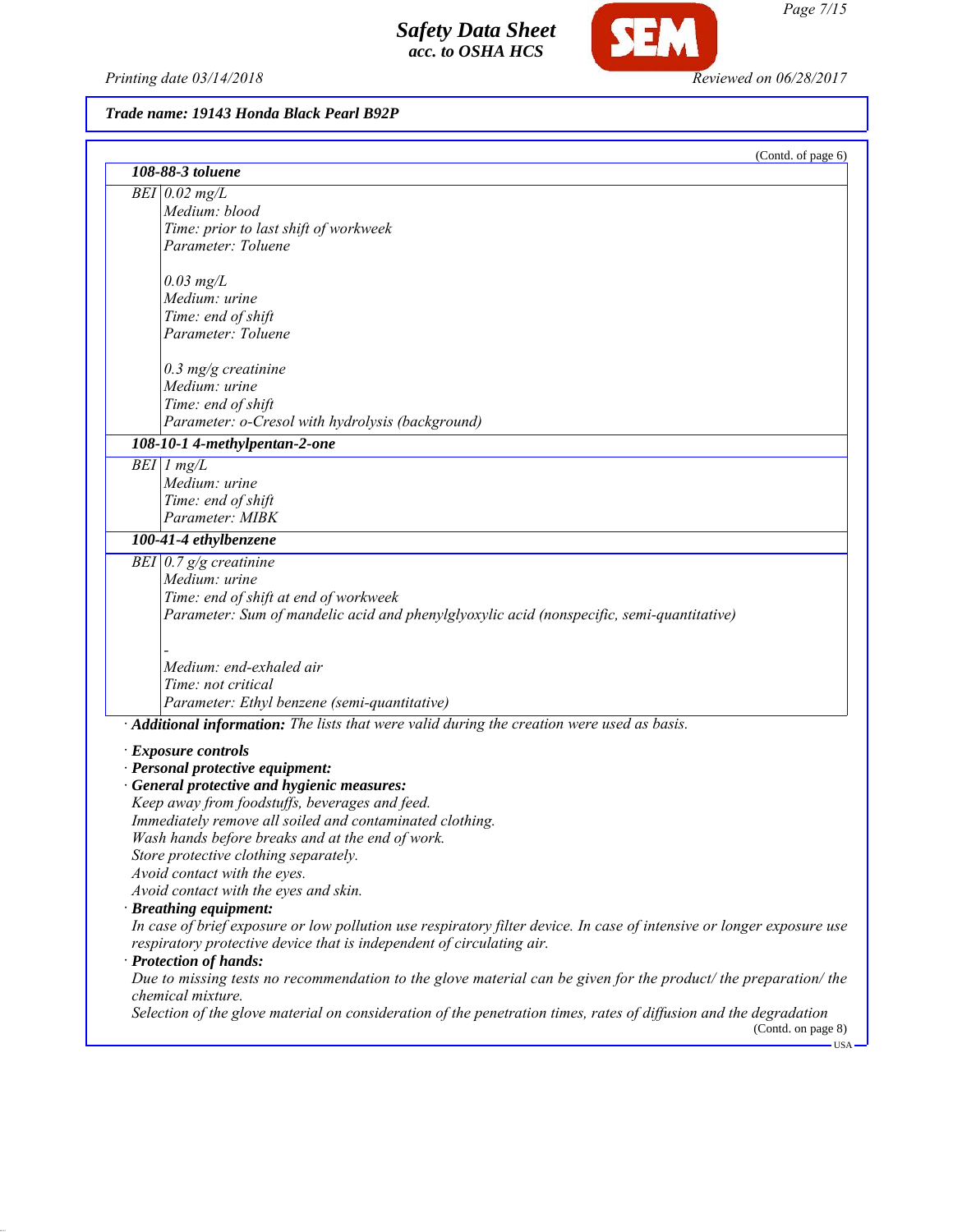*Trade name: 19143 Honda Black Pearl B92P*

(Contd. of page 6)

| **108-88-3 toluene** | |
|---|---|
| BEI | 0.02 mg/L<br>Medium: blood<br>Time: prior to last shift of workweek<br>Parameter: Toluene<br><br>0.03 mg/L<br>Medium: urine<br>Time: end of shift<br>Parameter: Toluene<br><br>0.3 mg/g creatinine<br>Medium: urine<br>Time: end of shift<br>Parameter: o-Cresol with hydrolysis (background) |
| **108-10-1 4-methylpentan-2-one** | |
| BEI | 1 mg/L<br>Medium: urine<br>Time: end of shift<br>Parameter: MIBK |
| **100-41-4 ethylbenzene** | |
| BEI | 0.7 g/g creatinine<br>Medium: urine<br>Time: end of shift at end of workweek<br>Parameter: Sum of mandelic acid and phenylglyoxylic acid (nonspecific, semi-quantitative)<br><br>-<br>Medium: end-exhaled air<br>Time: not critical<br>Parameter: Ethyl benzene (semi-quantitative) |

· **Additional information:** *The lists that were valid during the creation were used as basis.*

· **Exposure controls**
· **Personal protective equipment:**
· **General protective and hygienic measures:**
*Keep away from foodstuffs, beverages and feed.*
*Immediately remove all soiled and contaminated clothing.*
*Wash hands before breaks and at the end of work.*
*Store protective clothing separately.*
*Avoid contact with the eyes.*
*Avoid contact with the eyes and skin.*
· **Breathing equipment:**
*In case of brief exposure or low pollution use respiratory filter device. In case of intensive or longer exposure use respiratory protective device that is independent of circulating air.*
· **Protection of hands:**
*Due to missing tests no recommendation to the glove material can be given for the product/ the preparation/ the chemical mixture.*
*Selection of the glove material on consideration of the penetration times, rates of diffusion and the degradation*

(Contd. on page 8)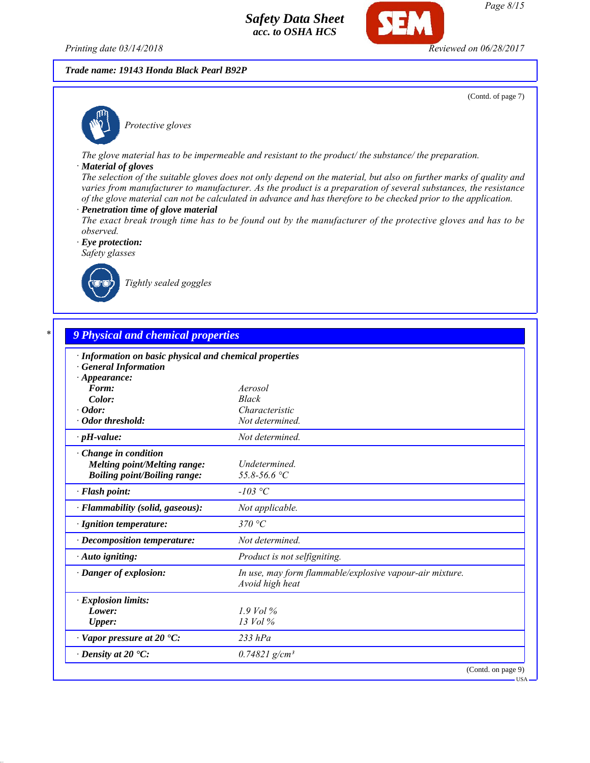Trade name: 19143 Honda Black Pearl B92P

(Contd. of page 7)

Protective gloves

The glove material has to be impermeable and resistant to the product/ the substance/ the preparation.

· **Material of gloves**

The selection of the suitable gloves does not only depend on the material, but also on further marks of quality and varies from manufacturer to manufacturer. As the product is a preparation of several substances, the resistance of the glove material can not be calculated in advance and has therefore to be checked prior to the application.

· **Penetration time of glove material**

The exact break trough time has to be found out by the manufacturer of the protective gloves and has to be observed.

· **Eye protection:**

Safety glasses

Tightly sealed goggles

## 9 Physical and chemical properties

| | |
|---|---|
| · **Information on basic physical and chemical properties** | |
| · **General Information** | |
| · **Appearance:** | |
| **Form:** | Aerosol |
| **Color:** | Black |
| · **Odor:** | Characteristic |
| · **Odor threshold:** | Not determined. |
| · **pH-value:** | Not determined. |
| · **Change in condition** | |
| **Melting point/Melting range:** | Undetermined. |
| **Boiling point/Boiling range:** | 55.8-56.6 °C |
| · **Flash point:** | -103 °C |
| · **Flammability (solid, gaseous):** | Not applicable. |
| · **Ignition temperature:** | 370 °C |
| · **Decomposition temperature:** | Not determined. |
| · **Auto igniting:** | Product is not selfigniting. |
| · **Danger of explosion:** | In use, may form flammable/explosive vapour-air mixture. Avoid high heat |
| · **Explosion limits:** | |
| **Lower:** | 1.9 Vol % |
| **Upper:** | 13 Vol % |
| · **Vapor pressure at 20 °C:** | 233 hPa |
| · **Density at 20 °C:** | 0.74821 g/cm³ |

(Contd. on page 9)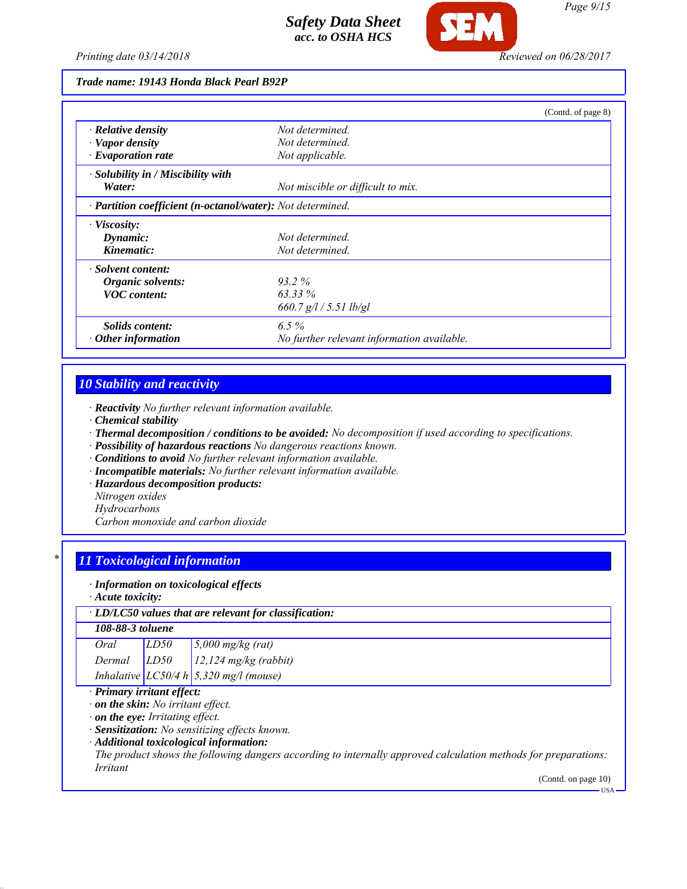**Trade name: 19143 Honda Black Pearl B92P**

(Contd. of page 8)

| | |
|---|---|
| · **Relative density** | *Not determined.* |
| · **Vapor density** | *Not determined.* |
| · **Evaporation rate** | *Not applicable.* |
| · **Solubility in / Miscibility with Water:** | *Not miscible or difficult to mix.* |
| · **Partition coefficient (n-octanol/water):** | *Not determined.* |
| · **Viscosity:** | |
| **Dynamic:** | *Not determined.* |
| **Kinematic:** | *Not determined.* |
| · **Solvent content:** | |
| **Organic solvents:** | *93.2 %* |
| **VOC content:** | *63.33 %* |
| | *660.7 g/l / 5.51 lb/gl* |
| **Solids content:** | *6.5 %* |
| · **Other information** | *No further relevant information available.* |

## 10 Stability and reactivity

· **Reactivity** *No further relevant information available.*
· **Chemical stability**
· **Thermal decomposition / conditions to be avoided:** *No decomposition if used according to specifications.*
· **Possibility of hazardous reactions** *No dangerous reactions known.*
· **Conditions to avoid** *No further relevant information available.*
· **Incompatible materials:** *No further relevant information available.*
· **Hazardous decomposition products:**
*Nitrogen oxides*
*Hydrocarbons*
*Carbon monoxide and carbon dioxide*

## * 11 Toxicological information

· **Information on toxicological effects**
· **Acute toxicity:**

| · **LD/LC50 values that are relevant for classification:** | | |
|---|---|---|
| **108-88-3 toluene** | | |
| *Oral* | *LD50* | *5,000 mg/kg (rat)* |
| *Dermal* | *LD50* | *12,124 mg/kg (rabbit)* |
| *Inhalative* | *LC50/4 h* | *5,320 mg/l (mouse)* |

· **Primary irritant effect:**
· **on the skin:** *No irritant effect.*
· **on the eye:** *Irritating effect.*
· **Sensitization:** *No sensitizing effects known.*
· **Additional toxicological information:**
*The product shows the following dangers according to internally approved calculation methods for preparations:*
*Irritant*

(Contd. on page 10)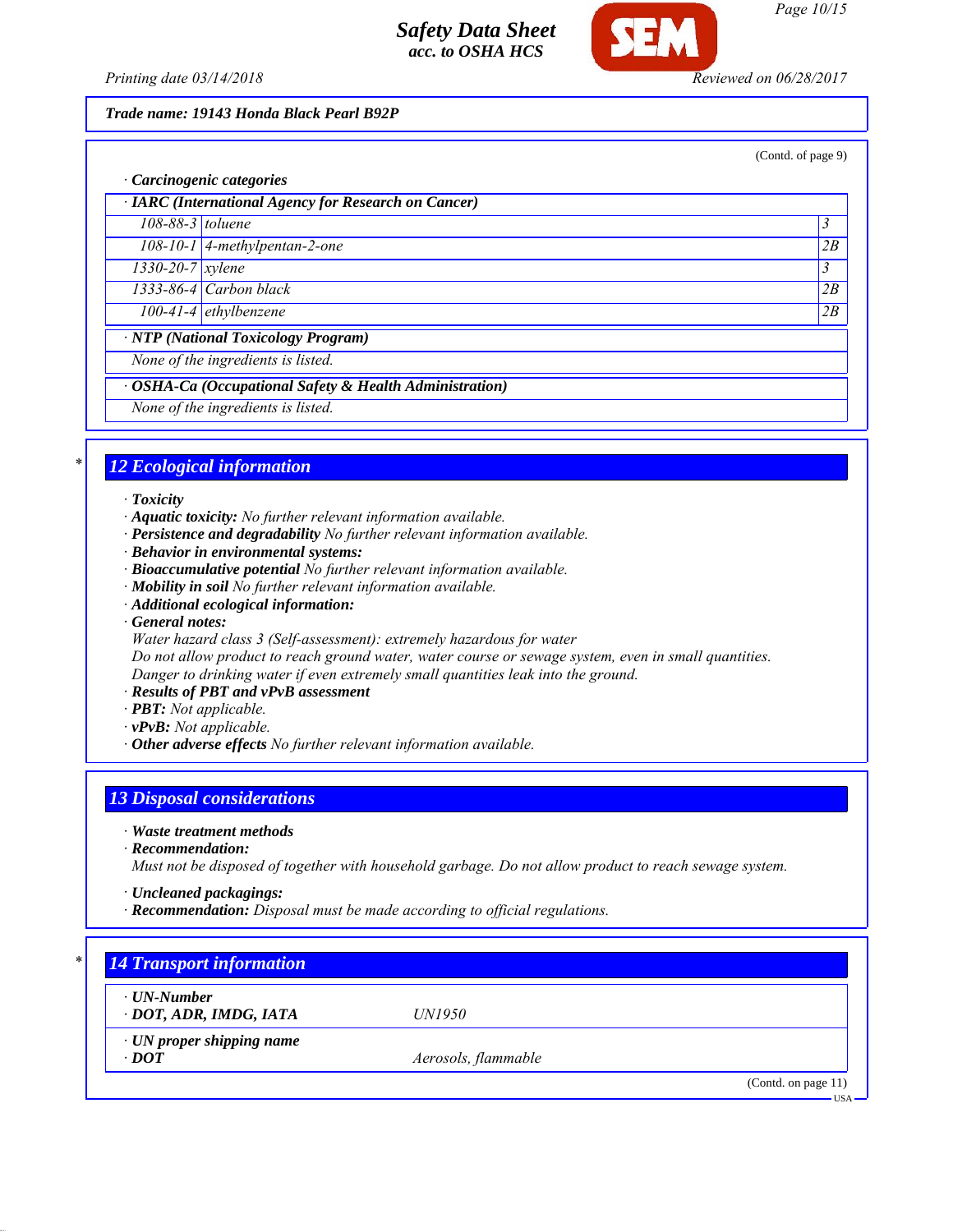**Trade name: 19143 Honda Black Pearl B92P**

(Contd. of page 9)

· **Carcinogenic categories**

| · **IARC (International Agency for Research on Cancer)** | | |
|---|---|---|
| 108-88-3 | toluene | 3 |
| 108-10-1 | 4-methylpentan-2-one | 2B |
| 1330-20-7 | xylene | 3 |
| 1333-86-4 | Carbon black | 2B |
| 100-41-4 | ethylbenzene | 2B |

· **NTP (National Toxicology Program)**

None of the ingredients is listed.

· **OSHA-Ca (Occupational Safety & Health Administration)**

None of the ingredients is listed.

## 12 Ecological information

· **Toxicity**
· **Aquatic toxicity:** No further relevant information available.
· **Persistence and degradability** No further relevant information available.
· **Behavior in environmental systems:**
· **Bioaccumulative potential** No further relevant information available.
· **Mobility in soil** No further relevant information available.
· **Additional ecological information:**
· **General notes:**
Water hazard class 3 (Self-assessment): extremely hazardous for water
Do not allow product to reach ground water, water course or sewage system, even in small quantities.
Danger to drinking water if even extremely small quantities leak into the ground.
· **Results of PBT and vPvB assessment**
· **PBT:** Not applicable.
· **vPvB:** Not applicable.
· **Other adverse effects** No further relevant information available.

## 13 Disposal considerations

· **Waste treatment methods**
· **Recommendation:**
Must not be disposed of together with household garbage. Do not allow product to reach sewage system.

· **Uncleaned packagings:**
· **Recommendation:** Disposal must be made according to official regulations.

## 14 Transport information

| | |
|---|---|
| · **UN-Number** · **DOT, ADR, IMDG, IATA** | UN1950 |
| · **UN proper shipping name** · **DOT** | Aerosols, flammable |

(Contd. on page 11)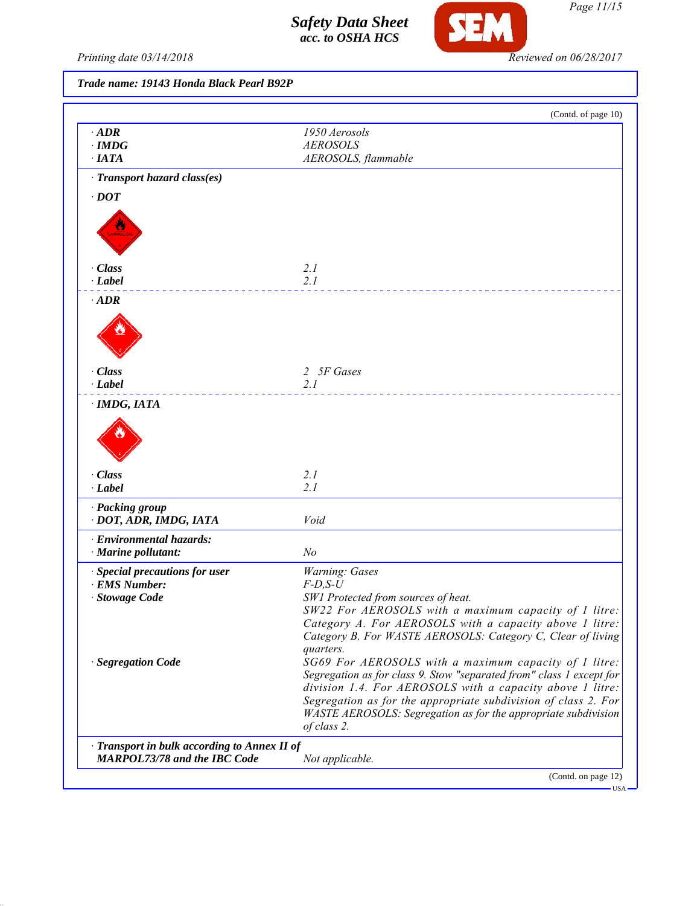**Trade name: 19143 Honda Black Pearl B92P**

(Contd. of page 10)

| | |
|---|---|
| · **ADR** | 1950 Aerosols |
| · **IMDG** | AEROSOLS |
| · **IATA** | AEROSOLS, flammable |

· **Transport hazard class(es)**

· **DOT**

| | |
|---|---|
| · **Class** | 2.1 |
| · **Label** | 2.1 |

· **ADR**

| | |
|---|---|
| · **Class** | 2 5F Gases |
| · **Label** | 2.1 |

· **IMDG, IATA**

| | |
|---|---|
| · **Class** | 2.1 |
| · **Label** | 2.1 |

| | |
|---|---|
| · **Packing group** | |
| · **DOT, ADR, IMDG, IATA** | Void |
| · **Environmental hazards:** | |
| · **Marine pollutant:** | No |
| · **Special precautions for user** | Warning: Gases |
| · **EMS Number:** | F-D,S-U |
| · **Stowage Code** | SW1 Protected from sources of heat. SW22 For AEROSOLS with a maximum capacity of 1 litre: Category A. For AEROSOLS with a capacity above 1 litre: Category B. For WASTE AEROSOLS: Category C, Clear of living quarters. |
| · **Segregation Code** | SG69 For AEROSOLS with a maximum capacity of 1 litre: Segregation as for class 9. Stow "separated from" class 1 except for division 1.4. For AEROSOLS with a capacity above 1 litre: Segregation as for the appropriate subdivision of class 2. For WASTE AEROSOLS: Segregation as for the appropriate subdivision of class 2. |
| · **Transport in bulk according to Annex II of MARPOL73/78 and the IBC Code** | Not applicable. |

(Contd. on page 12)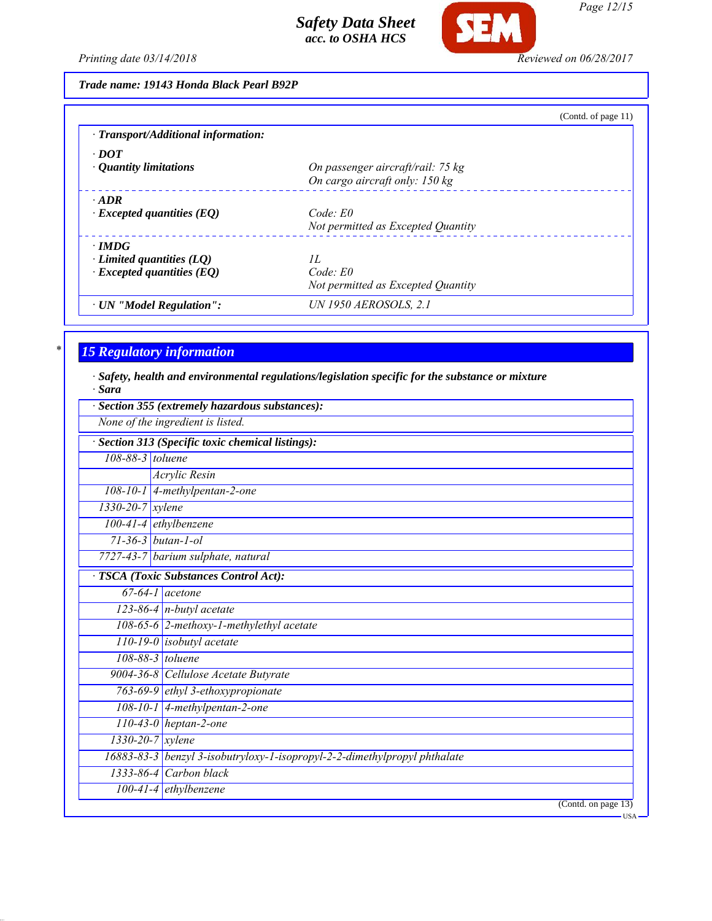Trade name: 19143 Honda Black Pearl B92P

(Contd. of page 11)

· **Transport/Additional information:**

| | |
|---|---|
| · **DOT** | |
| · **Quantity limitations** | On passenger aircraft/rail: 75 kg<br>On cargo aircraft only: 150 kg |
| · **ADR** | |
| · **Excepted quantities (EQ)** | Code: E0<br>Not permitted as Excepted Quantity |
| · **IMDG** | |
| · **Limited quantities (LQ)** | 1L |
| · **Excepted quantities (EQ)** | Code: E0<br>Not permitted as Excepted Quantity |
| · **UN "Model Regulation":** | UN 1950 AEROSOLS, 2.1 |

## 15 Regulatory information

· **Safety, health and environmental regulations/legislation specific for the substance or mixture**
· **Sara**

· **Section 355 (extremely hazardous substances):**

None of the ingredient is listed.

· **Section 313 (Specific toxic chemical listings):**

| | |
|---|---|
| 108-88-3 | toluene |
| | Acrylic Resin |
| 108-10-1 | 4-methylpentan-2-one |
| 1330-20-7 | xylene |
| 100-41-4 | ethylbenzene |
| 71-36-3 | butan-1-ol |
| 7727-43-7 | barium sulphate, natural |

· **TSCA (Toxic Substances Control Act):**

| | |
|---|---|
| 67-64-1 | acetone |
| 123-86-4 | n-butyl acetate |
| 108-65-6 | 2-methoxy-1-methylethyl acetate |
| 110-19-0 | isobutyl acetate |
| 108-88-3 | toluene |
| 9004-36-8 | Cellulose Acetate Butyrate |
| 763-69-9 | ethyl 3-ethoxypropionate |
| 108-10-1 | 4-methylpentan-2-one |
| 110-43-0 | heptan-2-one |
| 1330-20-7 | xylene |
| 16883-83-3 | benzyl 3-isobutryloxy-1-isopropyl-2-2-dimethylpropyl phthalate |
| 1333-86-4 | Carbon black |
| 100-41-4 | ethylbenzene |

(Contd. on page 13)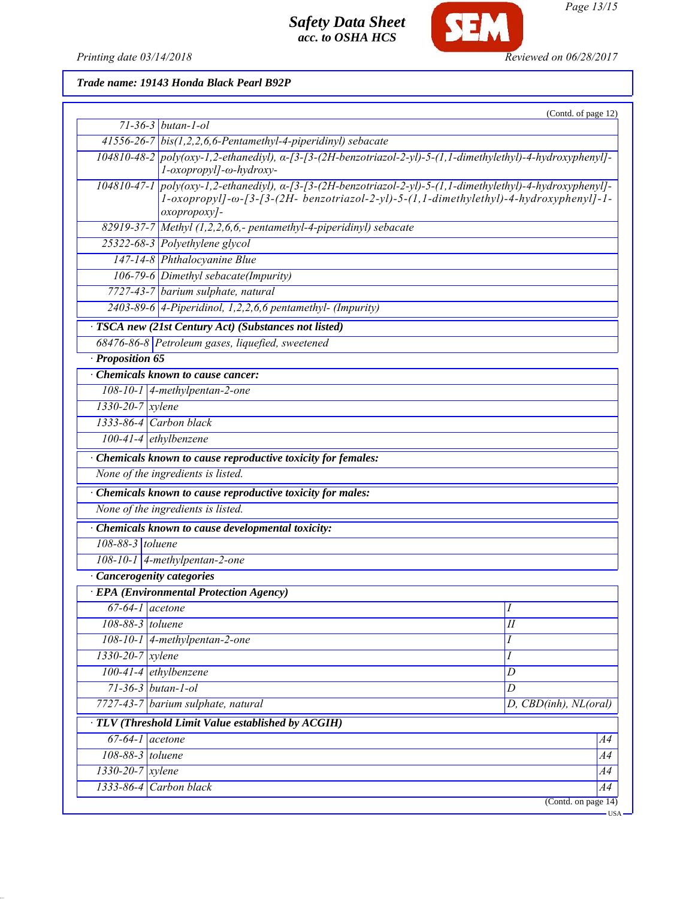Trade name: 19143 Honda Black Pearl B92P

(Contd. of page 12)

| | |
|---|---|
| 71-36-3 | butan-1-ol |
| 41556-26-7 | bis(1,2,2,6,6-Pentamethyl-4-piperidinyl) sebacate |
| 104810-48-2 | poly(oxy-1,2-ethanediyl), α-[3-[3-(2H-benzotriazol-2-yl)-5-(1,1-dimethylethyl)-4-hydroxyphenyl]-1-oxopropyl]-ω-hydroxy- |
| 104810-47-1 | poly(oxy-1,2-ethanediyl), α-[3-[3-(2H-benzotriazol-2-yl)-5-(1,1-dimethylethyl)-4-hydroxyphenyl]-1-oxopropyl]-ω-[3-[3-(2H- benzotriazol-2-yl)-5-(1,1-dimethylethyl)-4-hydroxyphenyl]-1-oxopropoxy]- |
| 82919-37-7 | Methyl (1,2,2,6,6,- pentamethyl-4-piperidinyl) sebacate |
| 25322-68-3 | Polyethylene glycol |
| 147-14-8 | Phthalocyanine Blue |
| 106-79-6 | Dimethyl sebacate(Impurity) |
| 7727-43-7 | barium sulphate, natural |
| 2403-89-6 | 4-Piperidinol, 1,2,2,6,6 pentamethyl- (Impurity) |

· **TSCA new (21st Century Act) (Substances not listed)**

| | |
|---|---|
| 68476-86-8 | Petroleum gases, liquefied, sweetened |

· **Proposition 65**

· **Chemicals known to cause cancer:**

| | |
|---|---|
| 108-10-1 | 4-methylpentan-2-one |
| 1330-20-7 | xylene |
| 1333-86-4 | Carbon black |
| 100-41-4 | ethylbenzene |

· **Chemicals known to cause reproductive toxicity for females:**

None of the ingredients is listed.

· **Chemicals known to cause reproductive toxicity for males:**

None of the ingredients is listed.

· **Chemicals known to cause developmental toxicity:**

| | |
|---|---|
| 108-88-3 | toluene |
| 108-10-1 | 4-methylpentan-2-one |

· **Cancerogenity categories**

· **EPA (Environmental Protection Agency)**

| | | |
|---|---|---|
| 67-64-1 | acetone | I |
| 108-88-3 | toluene | II |
| 108-10-1 | 4-methylpentan-2-one | I |
| 1330-20-7 | xylene | I |
| 100-41-4 | ethylbenzene | D |
| 71-36-3 | butan-1-ol | D |
| 7727-43-7 | barium sulphate, natural | D, CBD(inh), NL(oral) |

· **TLV (Threshold Limit Value established by ACGIH)**

| | | |
|---|---|---|
| 67-64-1 | acetone | A4 |
| 108-88-3 | toluene | A4 |
| 1330-20-7 | xylene | A4 |
| 1333-86-4 | Carbon black | A4 |

(Contd. on page 14)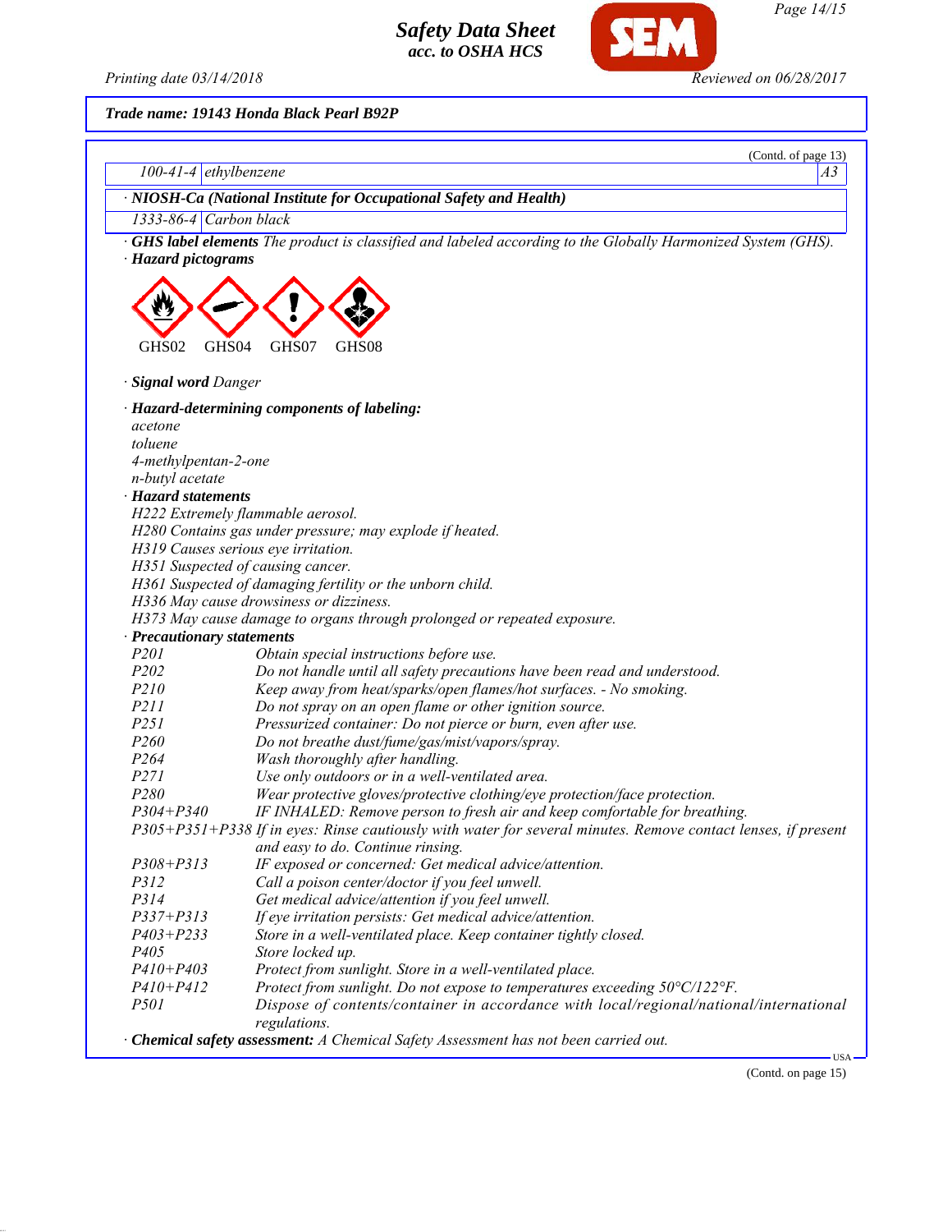Trade name: 19143 Honda Black Pearl B92P

(Contd. of page 13)

| | | |
|---|---|---|
| 100-41-4 | ethylbenzene | A3 |

· **NIOSH-Ca (National Institute for Occupational Safety and Health)**

| | |
|---|---|
| 1333-86-4 | Carbon black |

· **GHS label elements** *The product is classified and labeled according to the Globally Harmonized System (GHS).*

· **Hazard pictograms**

GHS02 GHS04 GHS07 GHS08

· **Signal word** *Danger*

· **Hazard-determining components of labeling:**

*acetone*
*toluene*
*4-methylpentan-2-one*
*n-butyl acetate*

· **Hazard statements**

*H222 Extremely flammable aerosol.*
*H280 Contains gas under pressure; may explode if heated.*
*H319 Causes serious eye irritation.*
*H351 Suspected of causing cancer.*
*H361 Suspected of damaging fertility or the unborn child.*
*H336 May cause drowsiness or dizziness.*
*H373 May cause damage to organs through prolonged or repeated exposure.*

· **Precautionary statements**

| | |
|---|---|
| P201 | Obtain special instructions before use. |
| P202 | Do not handle until all safety precautions have been read and understood. |
| P210 | Keep away from heat/sparks/open flames/hot surfaces. - No smoking. |
| P211 | Do not spray on an open flame or other ignition source. |
| P251 | Pressurized container: Do not pierce or burn, even after use. |
| P260 | Do not breathe dust/fume/gas/mist/vapors/spray. |
| P264 | Wash thoroughly after handling. |
| P271 | Use only outdoors or in a well-ventilated area. |
| P280 | Wear protective gloves/protective clothing/eye protection/face protection. |
| P304+P340 | IF INHALED: Remove person to fresh air and keep comfortable for breathing. |
| P305+P351+P338 | If in eyes: Rinse cautiously with water for several minutes. Remove contact lenses, if present and easy to do. Continue rinsing. |
| P308+P313 | IF exposed or concerned: Get medical advice/attention. |
| P312 | Call a poison center/doctor if you feel unwell. |
| P314 | Get medical advice/attention if you feel unwell. |
| P337+P313 | If eye irritation persists: Get medical advice/attention. |
| P403+P233 | Store in a well-ventilated place. Keep container tightly closed. |
| P405 | Store locked up. |
| P410+P403 | Protect from sunlight. Store in a well-ventilated place. |
| P410+P412 | Protect from sunlight. Do not expose to temperatures exceeding 50°C/122°F. |
| P501 | Dispose of contents/container in accordance with local/regional/national/international regulations. |

· **Chemical safety assessment:** *A Chemical Safety Assessment has not been carried out.*

(Contd. on page 15)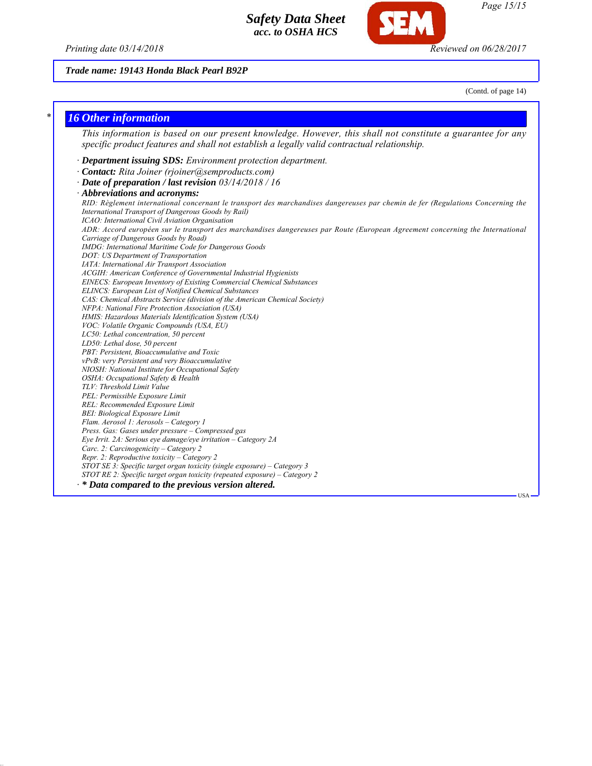Trade name: 19143 Honda Black Pearl B92P

(Contd. of page 14)

## 16 Other information

*This information is based on our present knowledge. However, this shall not constitute a guarantee for any specific product features and shall not establish a legally valid contractual relationship.*

- **Department issuing SDS:** Environment protection department.
- **Contact:** Rita Joiner (rjoiner@semproducts.com)
- **Date of preparation / last revision** 03/14/2018 / 16
- **Abbreviations and acronyms:**

RID: Règlement international concernant le transport des marchandises dangereuses par chemin de fer (Regulations Concerning the International Transport of Dangerous Goods by Rail)
ICAO: International Civil Aviation Organisation
ADR: Accord européen sur le transport des marchandises dangereuses par Route (European Agreement concerning the International Carriage of Dangerous Goods by Road)
IMDG: International Maritime Code for Dangerous Goods
DOT: US Department of Transportation
IATA: International Air Transport Association
ACGIH: American Conference of Governmental Industrial Hygienists
EINECS: European Inventory of Existing Commercial Chemical Substances
ELINCS: European List of Notified Chemical Substances
CAS: Chemical Abstracts Service (division of the American Chemical Society)
NFPA: National Fire Protection Association (USA)
HMIS: Hazardous Materials Identification System (USA)
VOC: Volatile Organic Compounds (USA, EU)
LC50: Lethal concentration, 50 percent
LD50: Lethal dose, 50 percent
PBT: Persistent, Bioaccumulative and Toxic
vPvB: very Persistent and very Bioaccumulative
NIOSH: National Institute for Occupational Safety
OSHA: Occupational Safety & Health
TLV: Threshold Limit Value
PEL: Permissible Exposure Limit
REL: Recommended Exposure Limit
BEI: Biological Exposure Limit
Flam. Aerosol 1: Aerosols – Category 1
Press. Gas: Gases under pressure – Compressed gas
Eye Irrit. 2A: Serious eye damage/eye irritation – Category 2A
Carc. 2: Carcinogenicity – Category 2
Repr. 2: Reproductive toxicity – Category 2
STOT SE 3: Specific target organ toxicity (single exposure) – Category 3
STOT RE 2: Specific target organ toxicity (repeated exposure) – Category 2

- **\* Data compared to the previous version altered.**

USA